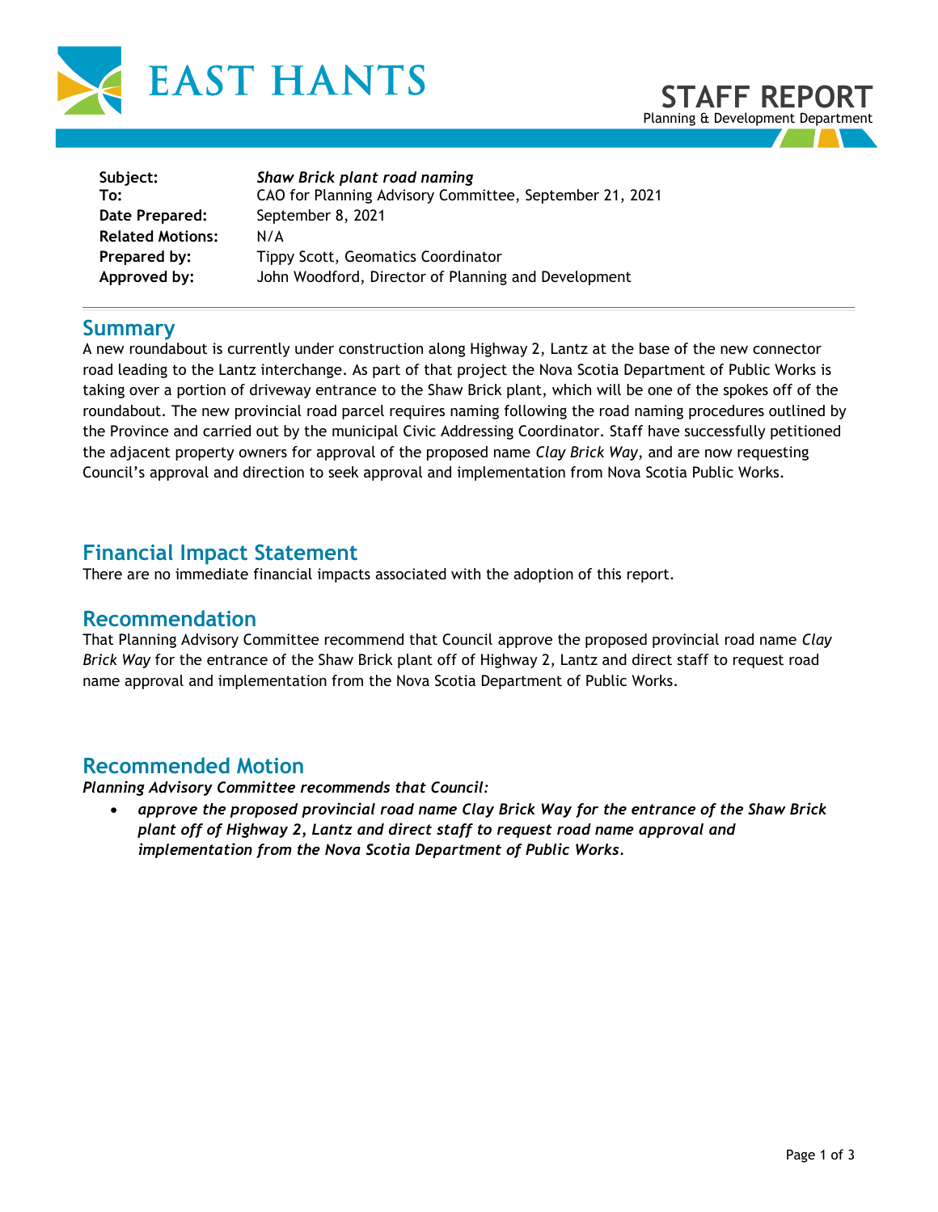# EAST HANTS

## STAFF REPORT
Planning & Development Department

| | |
|---|---|
| **Subject:** | ***Shaw Brick plant road naming*** |
| **To:** | CAO for Planning Advisory Committee, September 21, 2021 |
| **Date Prepared:** | September 8, 2021 |
| **Related Motions:** | N/A |
| **Prepared by:** | Tippy Scott, Geomatics Coordinator |
| **Approved by:** | John Woodford, Director of Planning and Development |

## Summary

A new roundabout is currently under construction along Highway 2, Lantz at the base of the new connector road leading to the Lantz interchange. As part of that project the Nova Scotia Department of Public Works is taking over a portion of driveway entrance to the Shaw Brick plant, which will be one of the spokes off of the roundabout. The new provincial road parcel requires naming following the road naming procedures outlined by the Province and carried out by the municipal Civic Addressing Coordinator. Staff have successfully petitioned the adjacent property owners for approval of the proposed name *Clay Brick Way*, and are now requesting Council's approval and direction to seek approval and implementation from Nova Scotia Public Works.

## Financial Impact Statement

There are no immediate financial impacts associated with the adoption of this report.

## Recommendation

That Planning Advisory Committee recommend that Council approve the proposed provincial road name *Clay Brick Way* for the entrance of the Shaw Brick plant off of Highway 2, Lantz and direct staff to request road name approval and implementation from the Nova Scotia Department of Public Works.

## Recommended Motion

***Planning Advisory Committee recommends that Council:***

- ***approve the proposed provincial road name Clay Brick Way for the entrance of the Shaw Brick plant off of Highway 2, Lantz and direct staff to request road name approval and implementation from the Nova Scotia Department of Public Works.***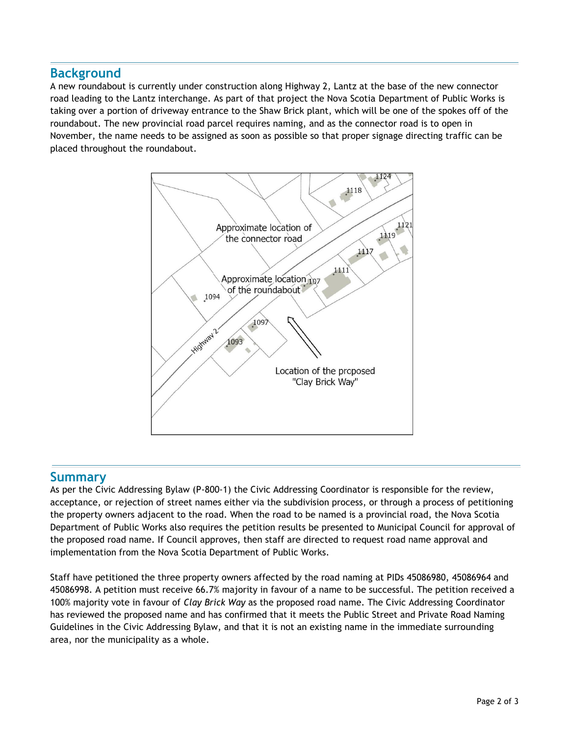## Background

A new roundabout is currently under construction along Highway 2, Lantz at the base of the new connector road leading to the Lantz interchange. As part of that project the Nova Scotia Department of Public Works is taking over a portion of driveway entrance to the Shaw Brick plant, which will be one of the spokes off of the roundabout. The new provincial road parcel requires naming, and as the connector road is to open in November, the name needs to be assigned as soon as possible so that proper signage directing traffic can be placed throughout the roundabout.

## Summary

As per the Civic Addressing Bylaw (P-800-1) the Civic Addressing Coordinator is responsible for the review, acceptance, or rejection of street names either via the subdivision process, or through a process of petitioning the property owners adjacent to the road. When the road to be named is a provincial road, the Nova Scotia Department of Public Works also requires the petition results be presented to Municipal Council for approval of the proposed road name. If Council approves, then staff are directed to request road name approval and implementation from the Nova Scotia Department of Public Works.

Staff have petitioned the three property owners affected by the road naming at PIDs 45086980, 45086964 and 45086998. A petition must receive 66.7% majority in favour of a name to be successful. The petition received a 100% majority vote in favour of *Clay Brick Way* as the proposed road name. The Civic Addressing Coordinator has reviewed the proposed name and has confirmed that it meets the Public Street and Private Road Naming Guidelines in the Civic Addressing Bylaw, and that it is not an existing name in the immediate surrounding area, nor the municipality as a whole.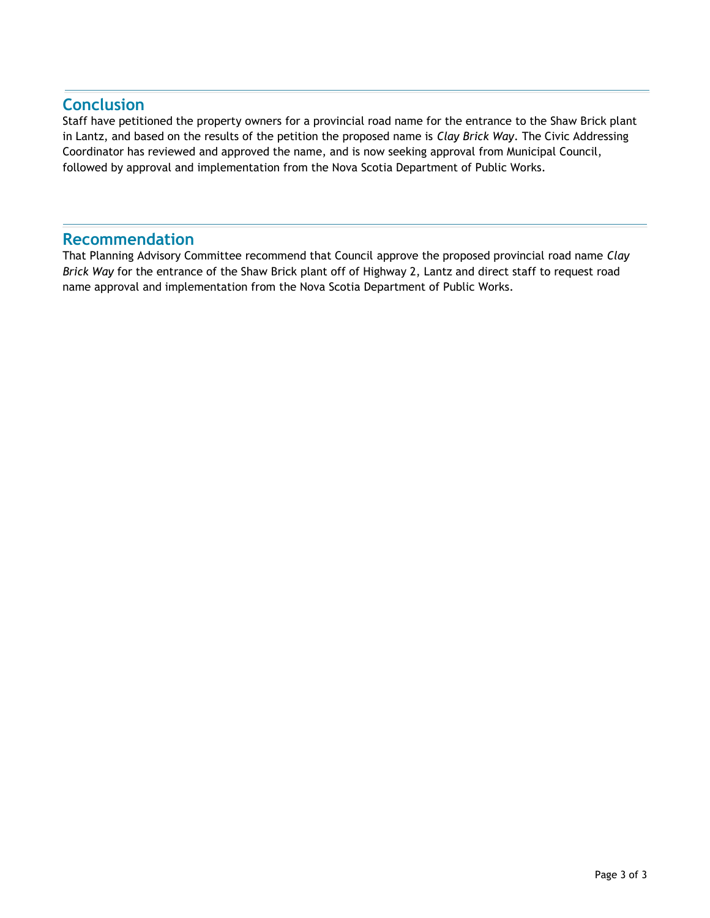## Conclusion

Staff have petitioned the property owners for a provincial road name for the entrance to the Shaw Brick plant in Lantz, and based on the results of the petition the proposed name is *Clay Brick Way*. The Civic Addressing Coordinator has reviewed and approved the name, and is now seeking approval from Municipal Council, followed by approval and implementation from the Nova Scotia Department of Public Works.

## Recommendation

That Planning Advisory Committee recommend that Council approve the proposed provincial road name *Clay Brick Way* for the entrance of the Shaw Brick plant off of Highway 2, Lantz and direct staff to request road name approval and implementation from the Nova Scotia Department of Public Works.